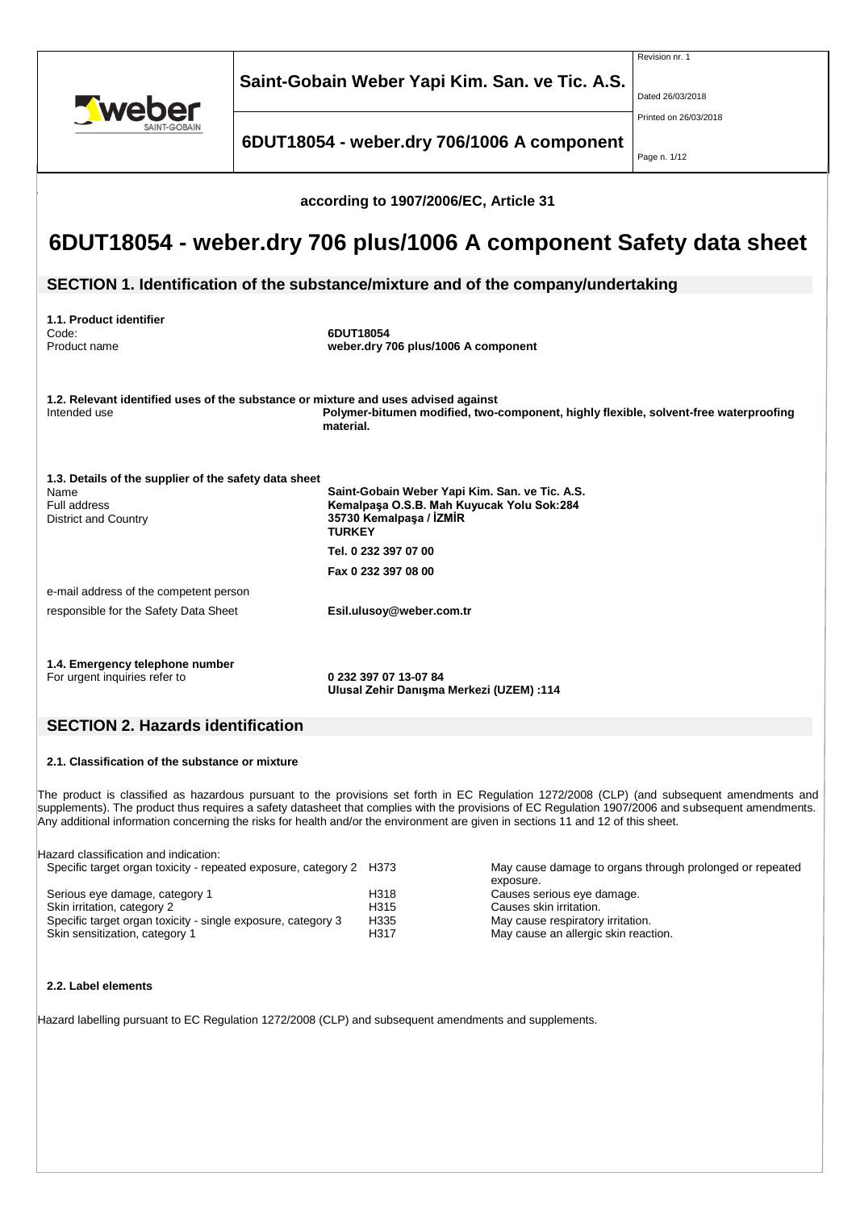according to 1907/2006/EC, Article 31

# 6DUT18054 - weber.dry 706 plus/1006 A component Safety data sheet

## SECTION 1. Identification of the substance/mixture and of the company/undertaking

**1.1. Product identifier**

| | |
|---|---|
| Code: | **6DUT18054** |
| Product name | **weber.dry 706 plus/1006 A component** |

**1.2. Relevant identified uses of the substance or mixture and uses advised against**

| | |
|---|---|
| Intended use | **Polymer-bitumen modified, two-component, highly flexible, solvent-free waterproofing material.** |

**1.3. Details of the supplier of the safety data sheet**

| | |
|---|---|
| Name | **Saint-Gobain Weber Yapi Kim. San. ve Tic. A.S.** |
| Full address | **Kemalpaşa O.S.B. Mah Kuyucak Yolu Sok:284** |
| District and Country | **35730 Kemalpaşa / İZMİR** |
| | **TURKEY** |
| | **Tel. 0 232 397 07 00** |
| | **Fax 0 232 397 08 00** |

e-mail address of the competent person responsible for the Safety Data Sheet **Esil.ulusoy@weber.com.tr**

**1.4. Emergency telephone number**

For urgent inquiries refer to **0 232 397 07 13-07 84**
**Ulusal Zehir Danışma Merkezi (UZEM) :114**

## SECTION 2. Hazards identification

**2.1. Classification of the substance or mixture**

The product is classified as hazardous pursuant to the provisions set forth in EC Regulation 1272/2008 (CLP) (and subsequent amendments and supplements). The product thus requires a safety datasheet that complies with the provisions of EC Regulation 1907/2006 and subsequent amendments. Any additional information concerning the risks for health and/or the environment are given in sections 11 and 12 of this sheet.

Hazard classification and indication:

| | | |
|---|---|---|
| Specific target organ toxicity - repeated exposure, category 2 | H373 | May cause damage to organs through prolonged or repeated exposure. |
| Serious eye damage, category 1 | H318 | Causes serious eye damage. |
| Skin irritation, category 2 | H315 | Causes skin irritation. |
| Specific target organ toxicity - single exposure, category 3 | H335 | May cause respiratory irritation. |
| Skin sensitization, category 1 | H317 | May cause an allergic skin reaction. |

**2.2. Label elements**

Hazard labelling pursuant to EC Regulation 1272/2008 (CLP) and subsequent amendments and supplements.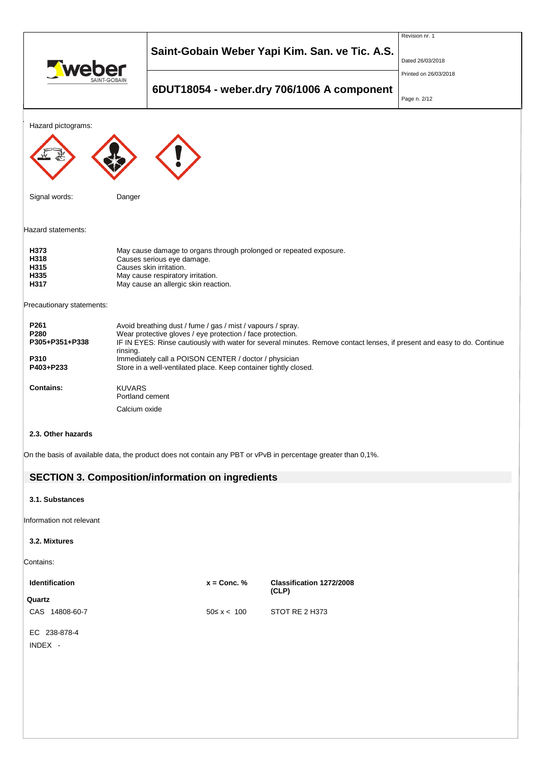Hazard pictograms:

Signal words: Danger

Hazard statements:

| | |
|---|---|
| **H373** | May cause damage to organs through prolonged or repeated exposure. |
| **H318** | Causes serious eye damage. |
| **H315** | Causes skin irritation. |
| **H335** | May cause respiratory irritation. |
| **H317** | May cause an allergic skin reaction. |

Precautionary statements:

| | |
|---|---|
| **P261** | Avoid breathing dust / fume / gas / mist / vapours / spray. |
| **P280** | Wear protective gloves / eye protection / face protection. |
| **P305+P351+P338** | IF IN EYES: Rinse cautiously with water for several minutes. Remove contact lenses, if present and easy to do. Continue rinsing. |
| **P310** | Immediately call a POISON CENTER / doctor / physician |
| **P403+P233** | Store in a well-ventilated place. Keep container tightly closed. |

**Contains:** KUVARS
Portland cement
Calcium oxide

**2.3. Other hazards**

On the basis of available data, the product does not contain any PBT or vPvB in percentage greater than 0,1%.

## SECTION 3. Composition/information on ingredients

**3.1. Substances**

Information not relevant

**3.2. Mixtures**

Contains:

| Identification | x = Conc. % | Classification 1272/2008 (CLP) |
|---|---|---|
| **Quartz** | | |
| CAS 14808-60-7 | 50≤ x < 100 | STOT RE 2 H373 |
| EC 238-878-4 | | |
| INDEX - | | |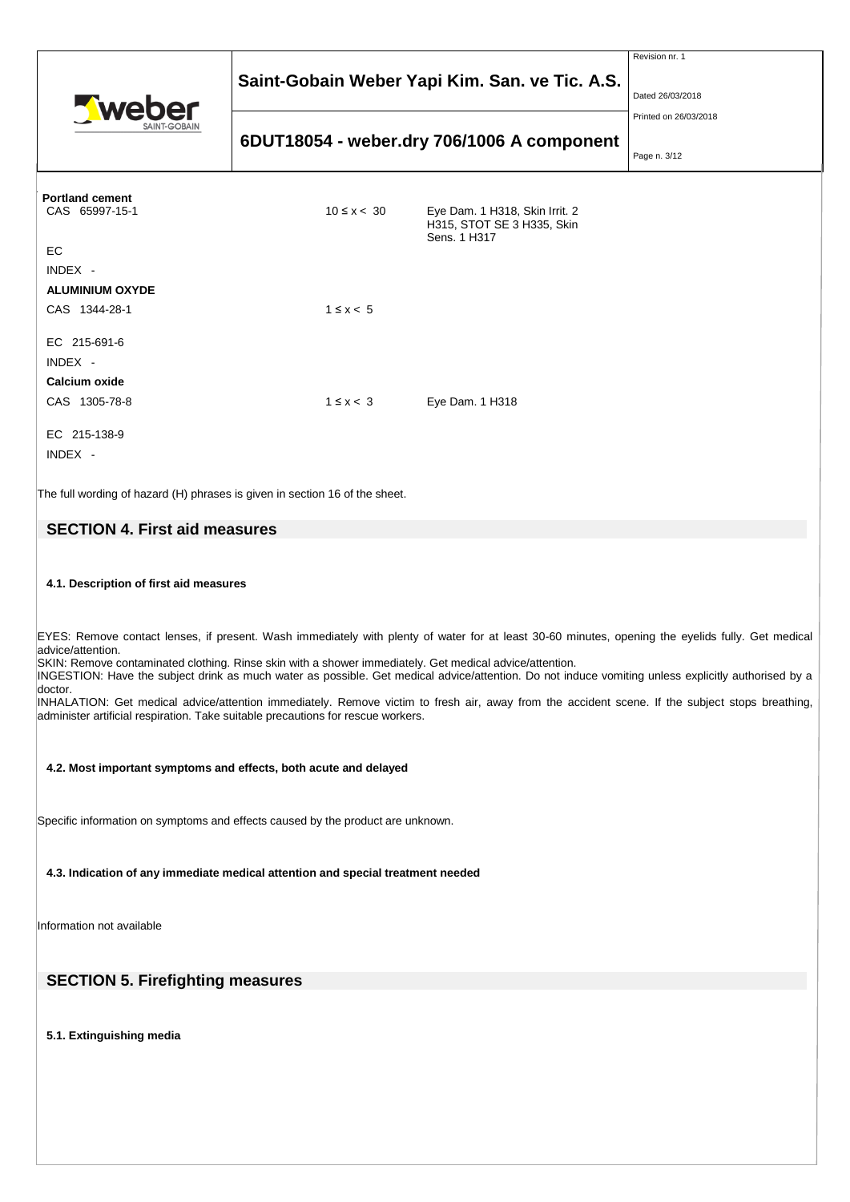| | | |
|---|---|---|
| **Portland cement** | | |
| CAS 65997-15-1 | 10 ≤ x < 30 | Eye Dam. 1 H318, Skin Irrit. 2 H315, STOT SE 3 H335, Skin Sens. 1 H317 |
| EC | | |
| INDEX - | | |
| **ALUMINIUM OXYDE** | | |
| CAS 1344-28-1 | 1 ≤ x < 5 | |
| EC 215-691-6 | | |
| INDEX - | | |
| **Calcium oxide** | | |
| CAS 1305-78-8 | 1 ≤ x < 3 | Eye Dam. 1 H318 |
| EC 215-138-9 | | |
| INDEX - | | |

The full wording of hazard (H) phrases is given in section 16 of the sheet.

## SECTION 4. First aid measures

### 4.1. Description of first aid measures

EYES: Remove contact lenses, if present. Wash immediately with plenty of water for at least 30-60 minutes, opening the eyelids fully. Get medical advice/attention.
SKIN: Remove contaminated clothing. Rinse skin with a shower immediately. Get medical advice/attention.
INGESTION: Have the subject drink as much water as possible. Get medical advice/attention. Do not induce vomiting unless explicitly authorised by a doctor.
INHALATION: Get medical advice/attention immediately. Remove victim to fresh air, away from the accident scene. If the subject stops breathing, administer artificial respiration. Take suitable precautions for rescue workers.

### 4.2. Most important symptoms and effects, both acute and delayed

Specific information on symptoms and effects caused by the product are unknown.

### 4.3. Indication of any immediate medical attention and special treatment needed

Information not available

## SECTION 5. Firefighting measures

### 5.1. Extinguishing media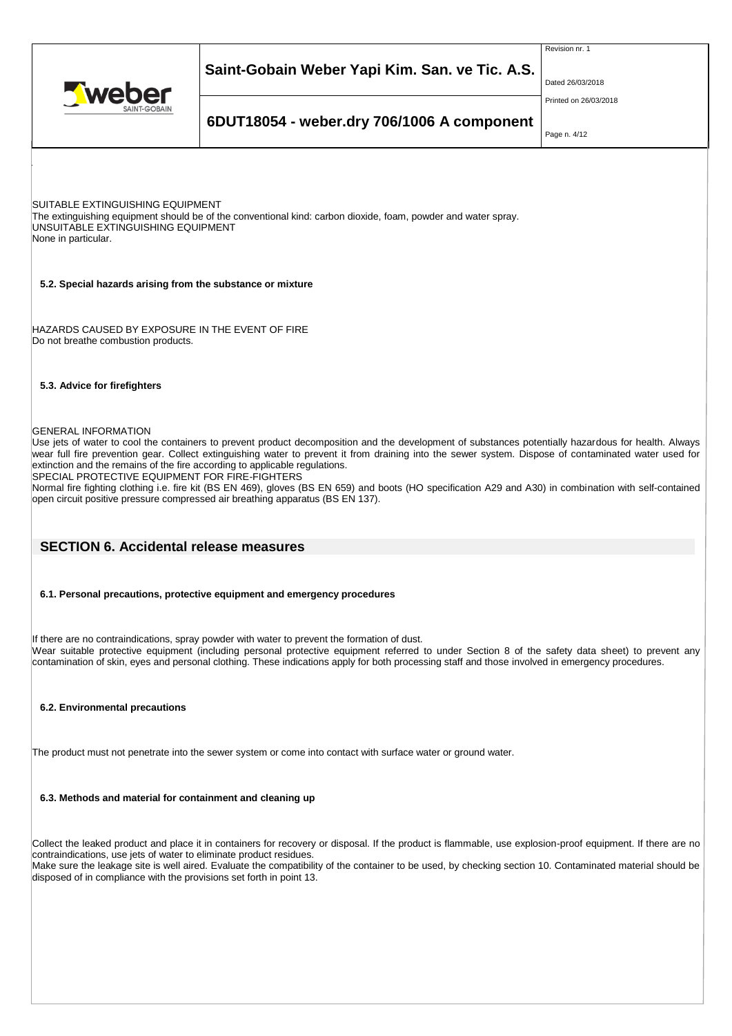SUITABLE EXTINGUISHING EQUIPMENT
The extinguishing equipment should be of the conventional kind: carbon dioxide, foam, powder and water spray.
UNSUITABLE EXTINGUISHING EQUIPMENT
None in particular.

### 5.2. Special hazards arising from the substance or mixture

HAZARDS CAUSED BY EXPOSURE IN THE EVENT OF FIRE
Do not breathe combustion products.

### 5.3. Advice for firefighters

GENERAL INFORMATION
Use jets of water to cool the containers to prevent product decomposition and the development of substances potentially hazardous for health. Always wear full fire prevention gear. Collect extinguishing water to prevent it from draining into the sewer system. Dispose of contaminated water used for extinction and the remains of the fire according to applicable regulations.
SPECIAL PROTECTIVE EQUIPMENT FOR FIRE-FIGHTERS
Normal fire fighting clothing i.e. fire kit (BS EN 469), gloves (BS EN 659) and boots (HO specification A29 and A30) in combination with self-contained open circuit positive pressure compressed air breathing apparatus (BS EN 137).

## SECTION 6. Accidental release measures

### 6.1. Personal precautions, protective equipment and emergency procedures

If there are no contraindications, spray powder with water to prevent the formation of dust.
Wear suitable protective equipment (including personal protective equipment referred to under Section 8 of the safety data sheet) to prevent any contamination of skin, eyes and personal clothing. These indications apply for both processing staff and those involved in emergency procedures.

### 6.2. Environmental precautions

The product must not penetrate into the sewer system or come into contact with surface water or ground water.

### 6.3. Methods and material for containment and cleaning up

Collect the leaked product and place it in containers for recovery or disposal. If the product is flammable, use explosion-proof equipment. If there are no contraindications, use jets of water to eliminate product residues.
Make sure the leakage site is well aired. Evaluate the compatibility of the container to be used, by checking section 10. Contaminated material should be disposed of in compliance with the provisions set forth in point 13.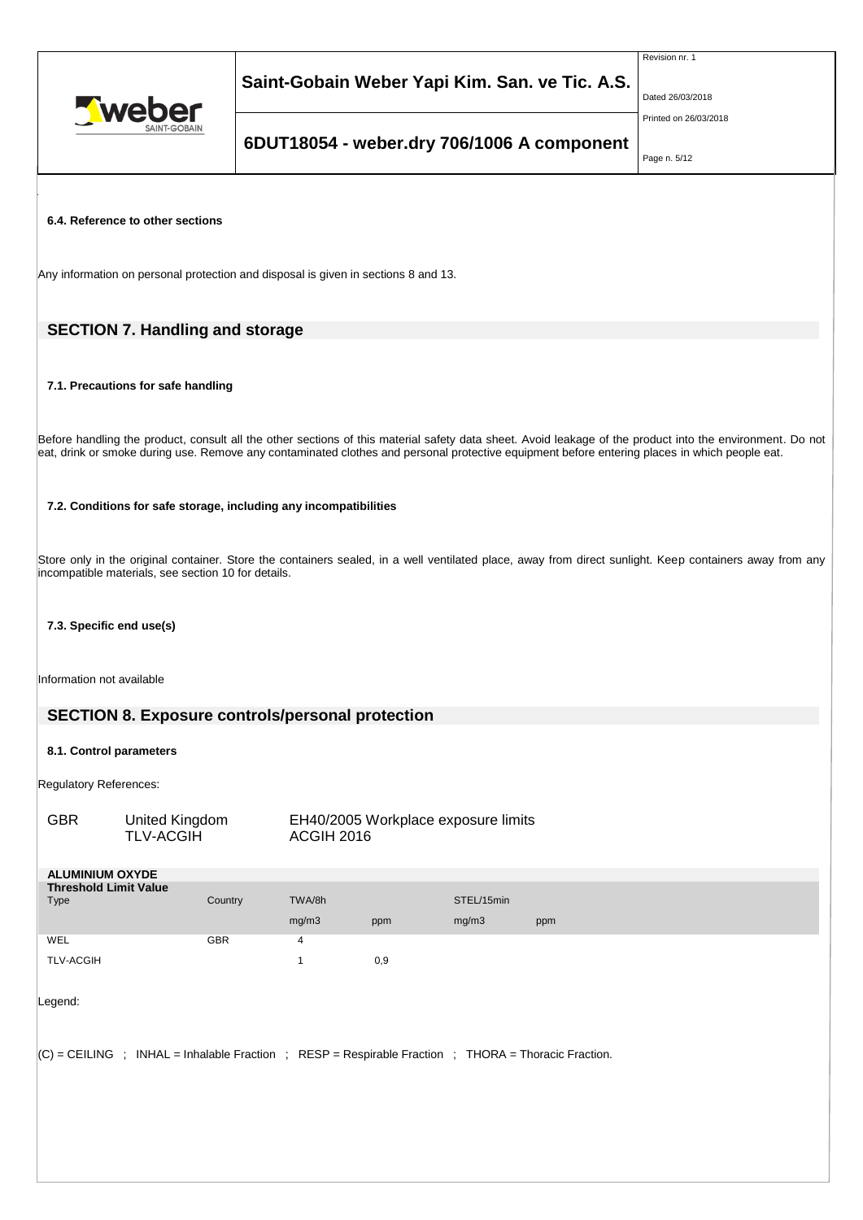#### 6.4. Reference to other sections

Any information on personal protection and disposal is given in sections 8 and 13.

## SECTION 7. Handling and storage

#### 7.1. Precautions for safe handling

Before handling the product, consult all the other sections of this material safety data sheet. Avoid leakage of the product into the environment. Do not eat, drink or smoke during use. Remove any contaminated clothes and personal protective equipment before entering places in which people eat.

#### 7.2. Conditions for safe storage, including any incompatibilities

Store only in the original container. Store the containers sealed, in a well ventilated place, away from direct sunlight. Keep containers away from any incompatible materials, see section 10 for details.

#### 7.3. Specific end use(s)

Information not available

## SECTION 8. Exposure controls/personal protection

#### 8.1. Control parameters

Regulatory References:

| | | |
|---|---|---|
| GBR | United Kingdom | EH40/2005 Workplace exposure limits |
| | TLV-ACGIH | ACGIH 2016 |

**ALUMINIUM OXYDE**

| Threshold Limit Value Type | Country | TWA/8h mg/m3 | TWA/8h ppm | STEL/15min mg/m3 | STEL/15min ppm |
|---|---|---|---|---|---|
| WEL | GBR | 4 | | | |
| TLV-ACGIH | | 1 | 0,9 | | |

Legend:

(C) = CEILING ; INHAL = Inhalable Fraction ; RESP = Respirable Fraction ; THORA = Thoracic Fraction.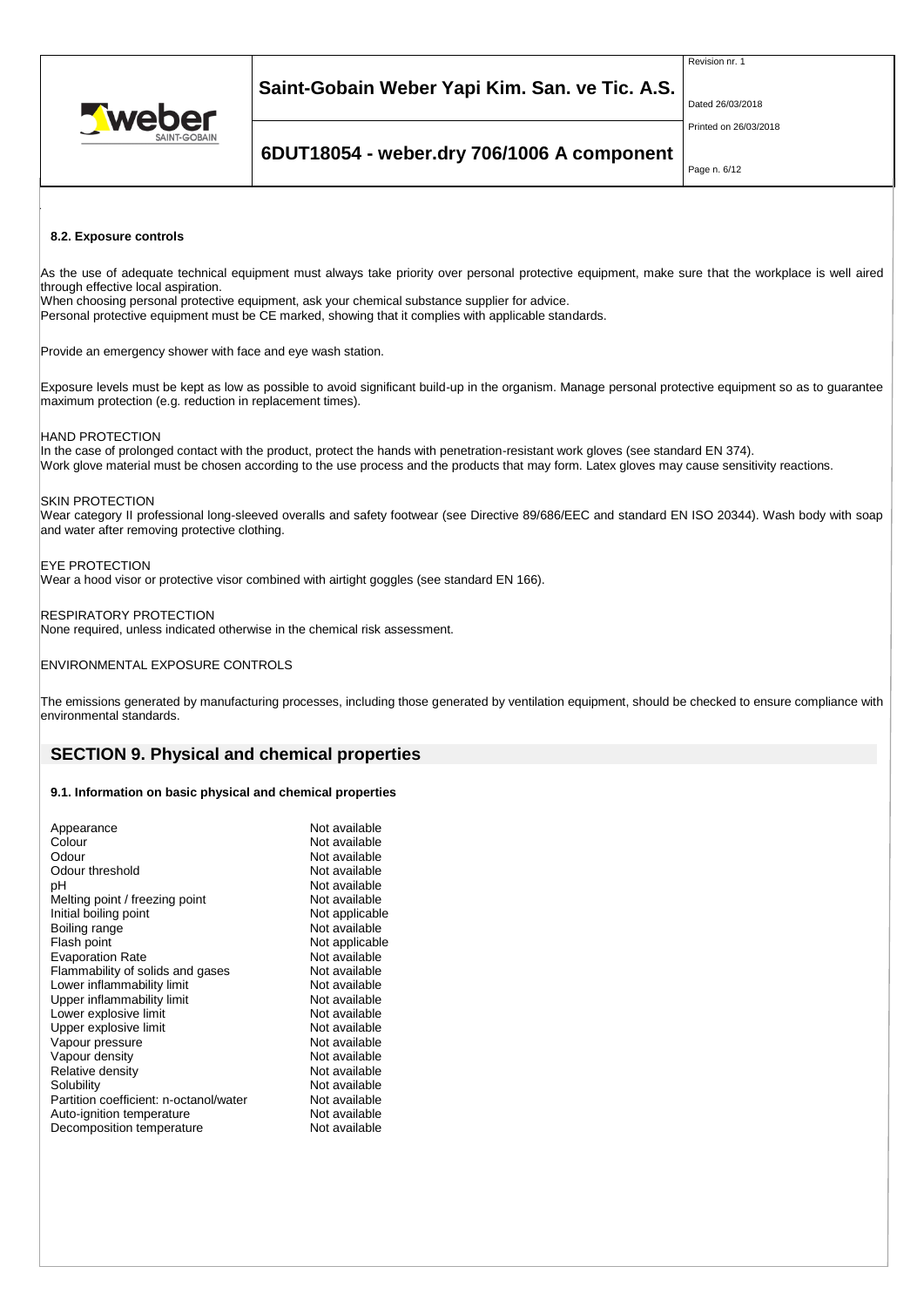### 8.2. Exposure controls

As the use of adequate technical equipment must always take priority over personal protective equipment, make sure that the workplace is well aired through effective local aspiration.
When choosing personal protective equipment, ask your chemical substance supplier for advice.
Personal protective equipment must be CE marked, showing that it complies with applicable standards.

Provide an emergency shower with face and eye wash station.

Exposure levels must be kept as low as possible to avoid significant build-up in the organism. Manage personal protective equipment so as to guarantee maximum protection (e.g. reduction in replacement times).

HAND PROTECTION
In the case of prolonged contact with the product, protect the hands with penetration-resistant work gloves (see standard EN 374).
Work glove material must be chosen according to the use process and the products that may form. Latex gloves may cause sensitivity reactions.

SKIN PROTECTION
Wear category II professional long-sleeved overalls and safety footwear (see Directive 89/686/EEC and standard EN ISO 20344). Wash body with soap and water after removing protective clothing.

EYE PROTECTION
Wear a hood visor or protective visor combined with airtight goggles (see standard EN 166).

RESPIRATORY PROTECTION
None required, unless indicated otherwise in the chemical risk assessment.

ENVIRONMENTAL EXPOSURE CONTROLS

The emissions generated by manufacturing processes, including those generated by ventilation equipment, should be checked to ensure compliance with environmental standards.

## SECTION 9. Physical and chemical properties

### 9.1. Information on basic physical and chemical properties

| | |
|---|---|
| Appearance | Not available |
| Colour | Not available |
| Odour | Not available |
| Odour threshold | Not available |
| pH | Not available |
| Melting point / freezing point | Not available |
| Initial boiling point | Not applicable |
| Boiling range | Not available |
| Flash point | Not applicable |
| Evaporation Rate | Not available |
| Flammability of solids and gases | Not available |
| Lower inflammability limit | Not available |
| Upper inflammability limit | Not available |
| Lower explosive limit | Not available |
| Upper explosive limit | Not available |
| Vapour pressure | Not available |
| Vapour density | Not available |
| Relative density | Not available |
| Solubility | Not available |
| Partition coefficient: n-octanol/water | Not available |
| Auto-ignition temperature | Not available |
| Decomposition temperature | Not available |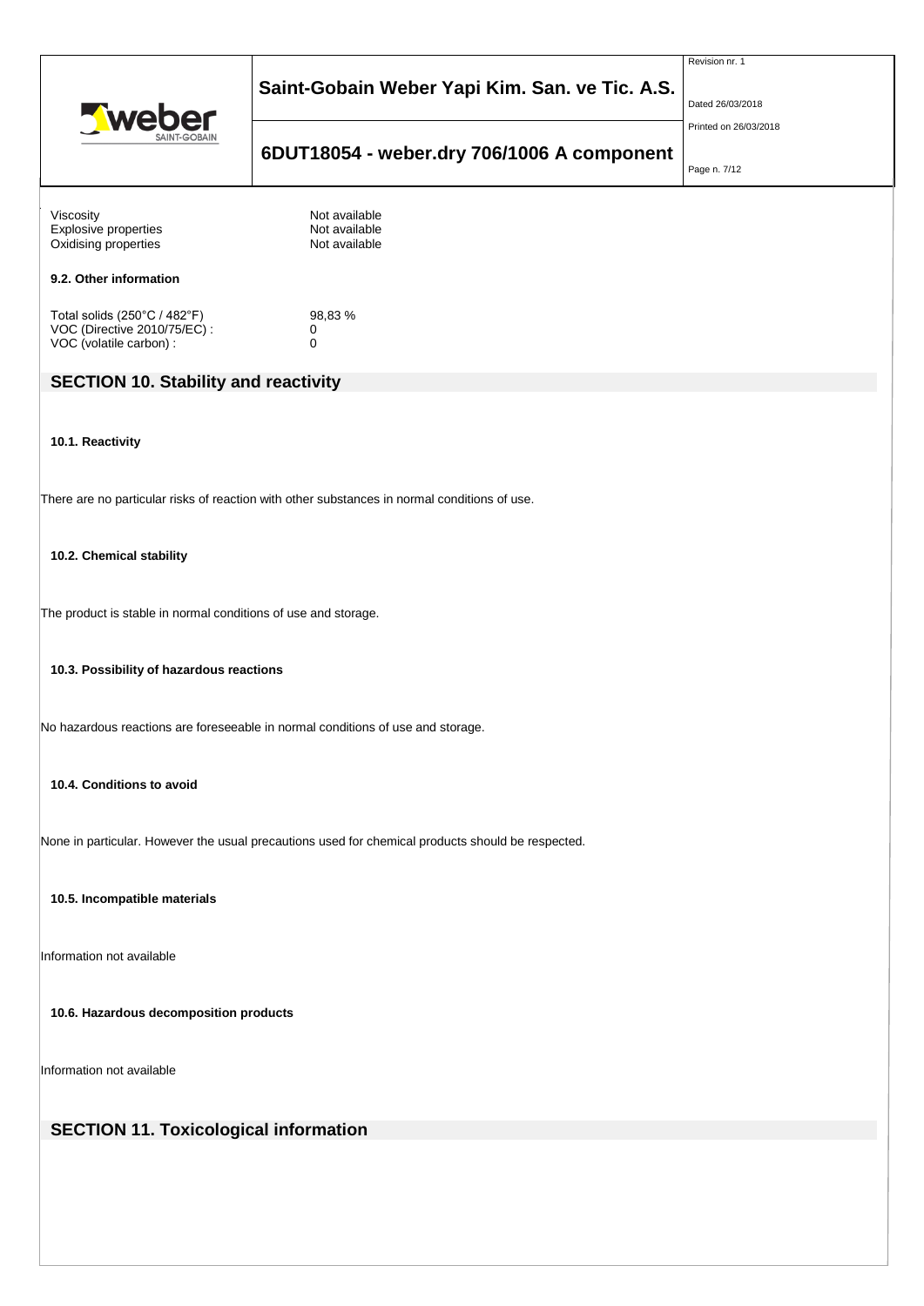| | |
|---|---|
| Viscosity | Not available |
| Explosive properties | Not available |
| Oxidising properties | Not available |

**9.2. Other information**

| | |
|---|---|
| Total solids (250°C / 482°F) | 98,83 % |
| VOC (Directive 2010/75/EC) : | 0 |
| VOC (volatile carbon) : | 0 |

## SECTION 10. Stability and reactivity

**10.1. Reactivity**

There are no particular risks of reaction with other substances in normal conditions of use.

**10.2. Chemical stability**

The product is stable in normal conditions of use and storage.

**10.3. Possibility of hazardous reactions**

No hazardous reactions are foreseeable in normal conditions of use and storage.

**10.4. Conditions to avoid**

None in particular. However the usual precautions used for chemical products should be respected.

**10.5. Incompatible materials**

Information not available

**10.6. Hazardous decomposition products**

Information not available

## SECTION 11. Toxicological information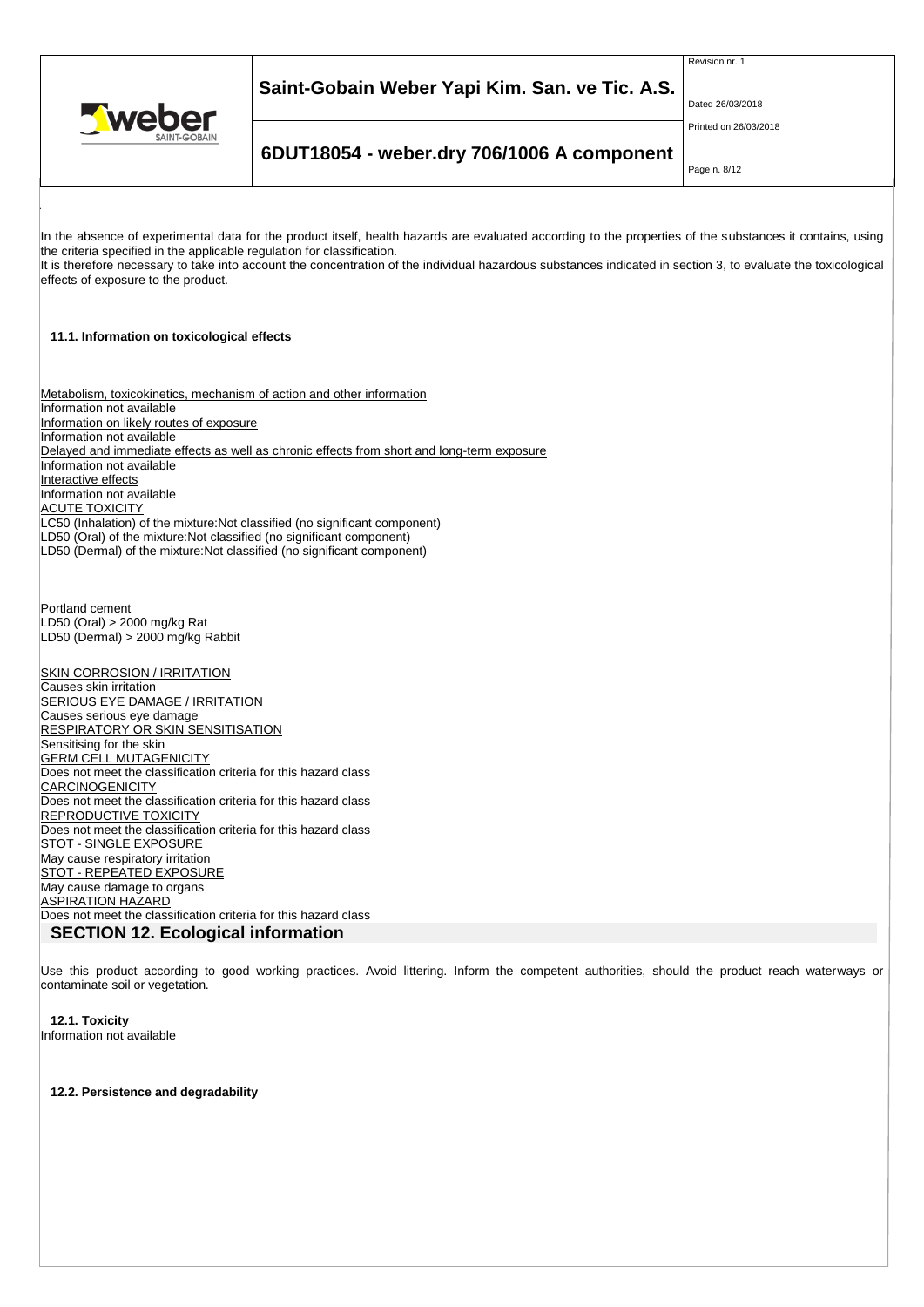In the absence of experimental data for the product itself, health hazards are evaluated according to the properties of the substances it contains, using the criteria specified in the applicable regulation for classification.
It is therefore necessary to take into account the concentration of the individual hazardous substances indicated in section 3, to evaluate the toxicological effects of exposure to the product.

### 11.1. Information on toxicological effects

Metabolism, toxicokinetics, mechanism of action and other information
Information not available
Information on likely routes of exposure
Information not available
Delayed and immediate effects as well as chronic effects from short and long-term exposure
Information not available
Interactive effects
Information not available
ACUTE TOXICITY
LC50 (Inhalation) of the mixture:Not classified (no significant component)
LD50 (Oral) of the mixture:Not classified (no significant component)
LD50 (Dermal) of the mixture:Not classified (no significant component)

Portland cement
LD50 (Oral) > 2000 mg/kg Rat
LD50 (Dermal) > 2000 mg/kg Rabbit

SKIN CORROSION / IRRITATION
Causes skin irritation
SERIOUS EYE DAMAGE / IRRITATION
Causes serious eye damage
RESPIRATORY OR SKIN SENSITISATION
Sensitising for the skin
GERM CELL MUTAGENICITY
Does not meet the classification criteria for this hazard class
CARCINOGENICITY
Does not meet the classification criteria for this hazard class
REPRODUCTIVE TOXICITY
Does not meet the classification criteria for this hazard class
STOT - SINGLE EXPOSURE
May cause respiratory irritation
STOT - REPEATED EXPOSURE
May cause damage to organs
ASPIRATION HAZARD
Does not meet the classification criteria for this hazard class

## SECTION 12. Ecological information

Use this product according to good working practices. Avoid littering. Inform the competent authorities, should the product reach waterways or contaminate soil or vegetation.

### 12.1. Toxicity

Information not available

### 12.2. Persistence and degradability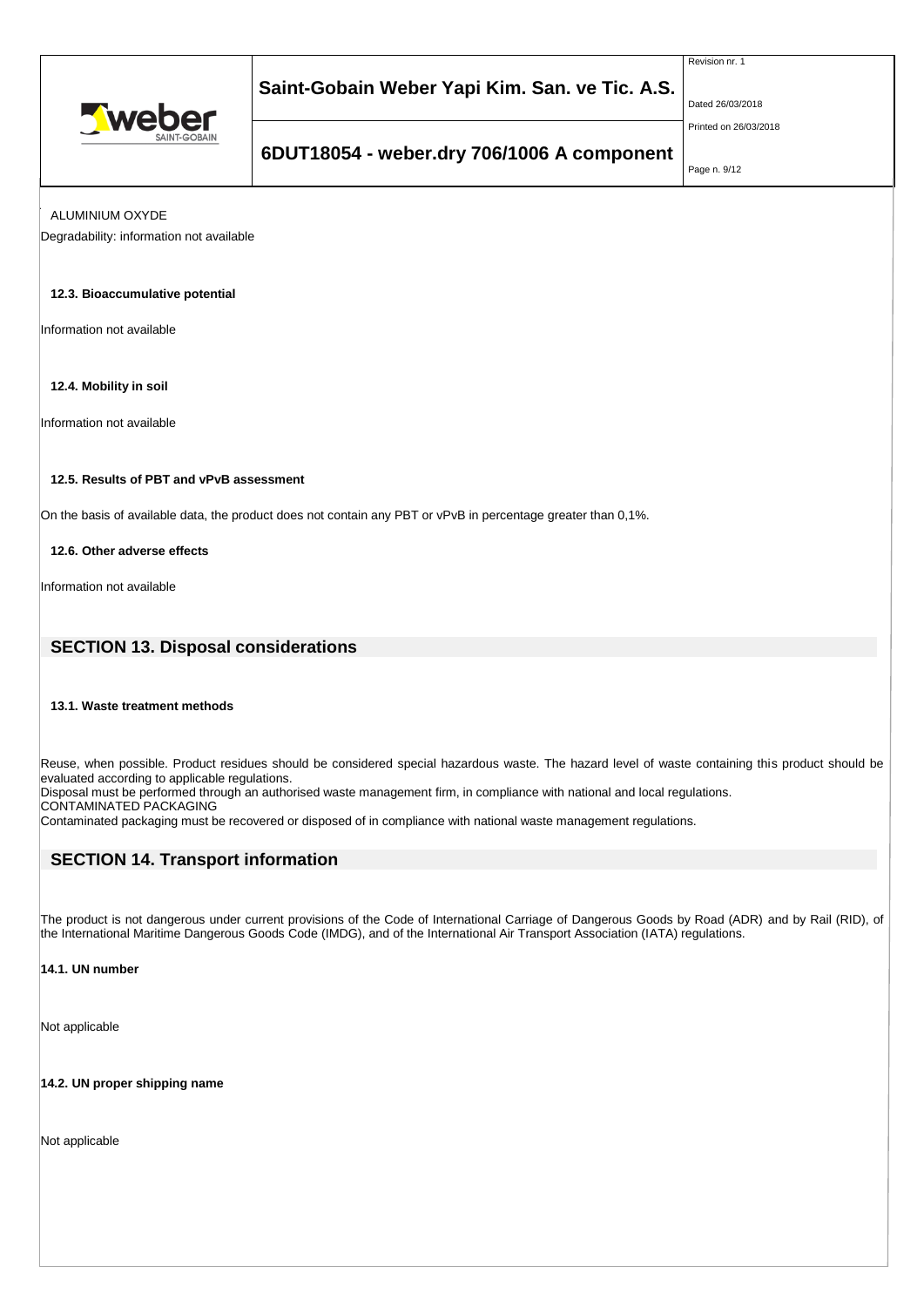ALUMINIUM OXYDE

Degradability: information not available

### 12.3. Bioaccumulative potential

Information not available

### 12.4. Mobility in soil

Information not available

### 12.5. Results of PBT and vPvB assessment

On the basis of available data, the product does not contain any PBT or vPvB in percentage greater than 0,1%.

### 12.6. Other adverse effects

Information not available

## SECTION 13. Disposal considerations

### 13.1. Waste treatment methods

Reuse, when possible. Product residues should be considered special hazardous waste. The hazard level of waste containing this product should be evaluated according to applicable regulations.
Disposal must be performed through an authorised waste management firm, in compliance with national and local regulations.
CONTAMINATED PACKAGING
Contaminated packaging must be recovered or disposed of in compliance with national waste management regulations.

## SECTION 14. Transport information

The product is not dangerous under current provisions of the Code of International Carriage of Dangerous Goods by Road (ADR) and by Rail (RID), of the International Maritime Dangerous Goods Code (IMDG), and of the International Air Transport Association (IATA) regulations.

### 14.1. UN number

Not applicable

### 14.2. UN proper shipping name

Not applicable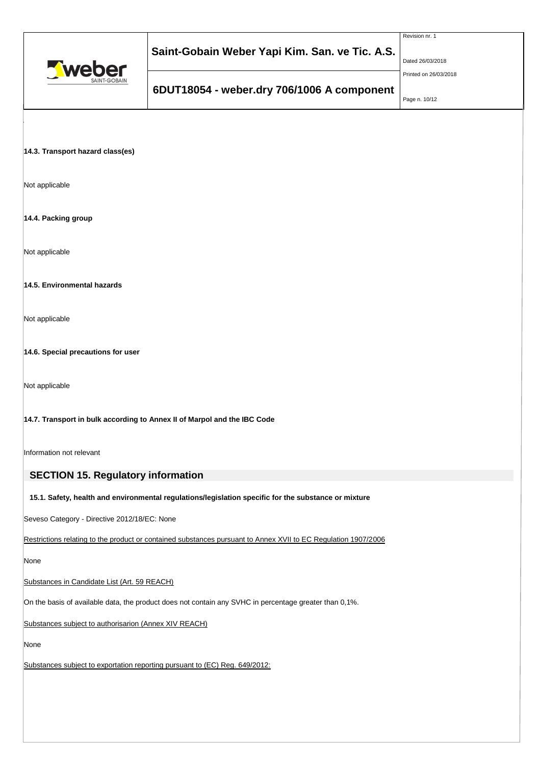**14.3. Transport hazard class(es)**

Not applicable

**14.4. Packing group**

Not applicable

**14.5. Environmental hazards**

Not applicable

**14.6. Special precautions for user**

Not applicable

**14.7. Transport in bulk according to Annex II of Marpol and the IBC Code**

Information not relevant

## SECTION 15. Regulatory information

**15.1. Safety, health and environmental regulations/legislation specific for the substance or mixture**

Seveso Category - Directive 2012/18/EC: None

Restrictions relating to the product or contained substances pursuant to Annex XVII to EC Regulation 1907/2006

None

Substances in Candidate List (Art. 59 REACH)

On the basis of available data, the product does not contain any SVHC in percentage greater than 0,1%.

Substances subject to authorisarion (Annex XIV REACH)

None

Substances subject to exportation reporting pursuant to (EC) Reg. 649/2012: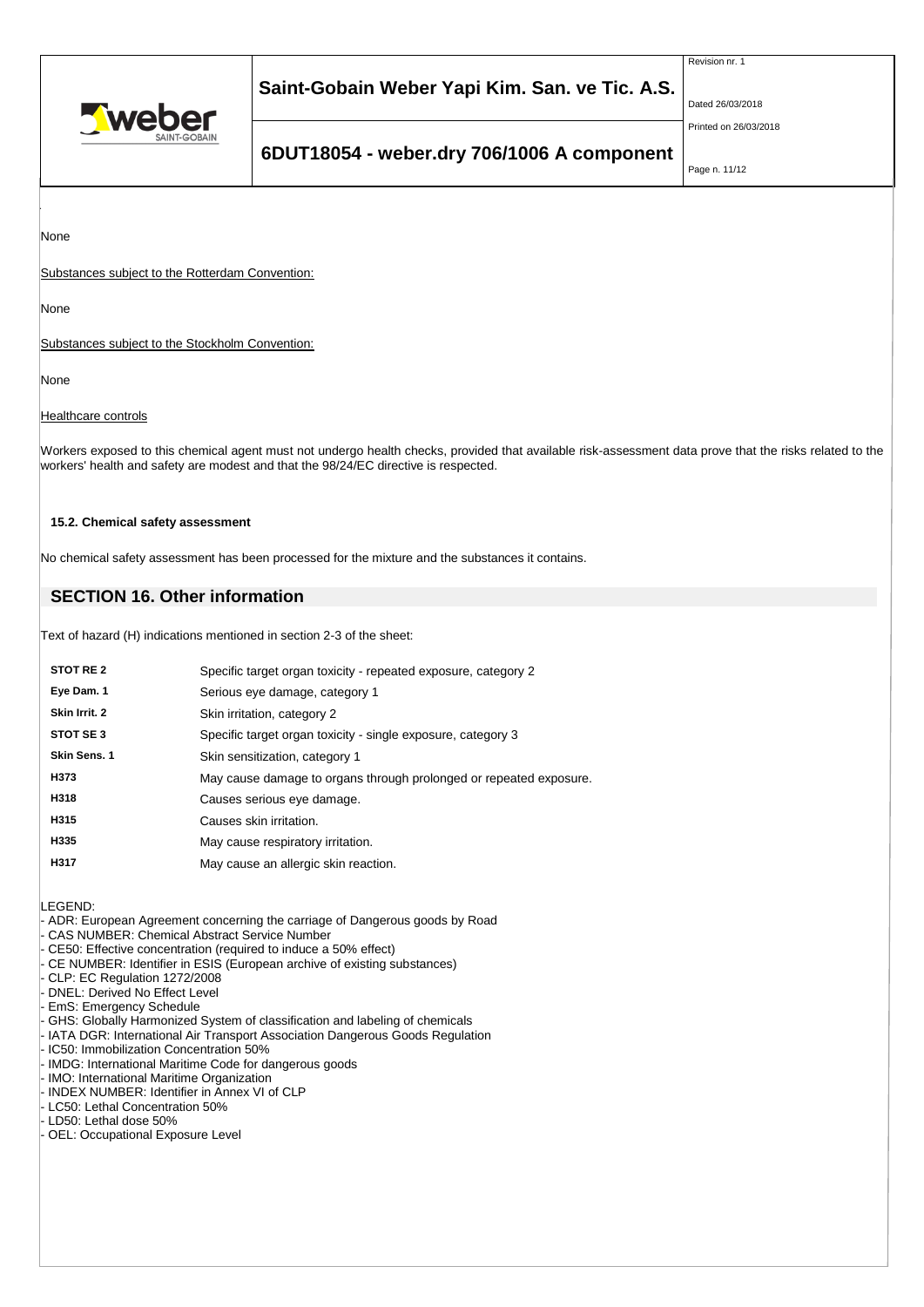None

Substances subject to the Rotterdam Convention:

None

Substances subject to the Stockholm Convention:

None

Healthcare controls

Workers exposed to this chemical agent must not undergo health checks, provided that available risk-assessment data prove that the risks related to the workers' health and safety are modest and that the 98/24/EC directive is respected.

**15.2. Chemical safety assessment**

No chemical safety assessment has been processed for the mixture and the substances it contains.

## SECTION 16. Other information

Text of hazard (H) indications mentioned in section 2-3 of the sheet:

| | |
|---|---|
| **STOT RE 2** | Specific target organ toxicity - repeated exposure, category 2 |
| **Eye Dam. 1** | Serious eye damage, category 1 |
| **Skin Irrit. 2** | Skin irritation, category 2 |
| **STOT SE 3** | Specific target organ toxicity - single exposure, category 3 |
| **Skin Sens. 1** | Skin sensitization, category 1 |
| **H373** | May cause damage to organs through prolonged or repeated exposure. |
| **H318** | Causes serious eye damage. |
| **H315** | Causes skin irritation. |
| **H335** | May cause respiratory irritation. |
| **H317** | May cause an allergic skin reaction. |

LEGEND:
- ADR: European Agreement concerning the carriage of Dangerous goods by Road
- CAS NUMBER: Chemical Abstract Service Number
- CE50: Effective concentration (required to induce a 50% effect)
- CE NUMBER: Identifier in ESIS (European archive of existing substances)
- CLP: EC Regulation 1272/2008
- DNEL: Derived No Effect Level
- EmS: Emergency Schedule
- GHS: Globally Harmonized System of classification and labeling of chemicals
- IATA DGR: International Air Transport Association Dangerous Goods Regulation
- IC50: Immobilization Concentration 50%
- IMDG: International Maritime Code for dangerous goods
- IMO: International Maritime Organization
- INDEX NUMBER: Identifier in Annex VI of CLP
- LC50: Lethal Concentration 50%
- LD50: Lethal dose 50%
- OEL: Occupational Exposure Level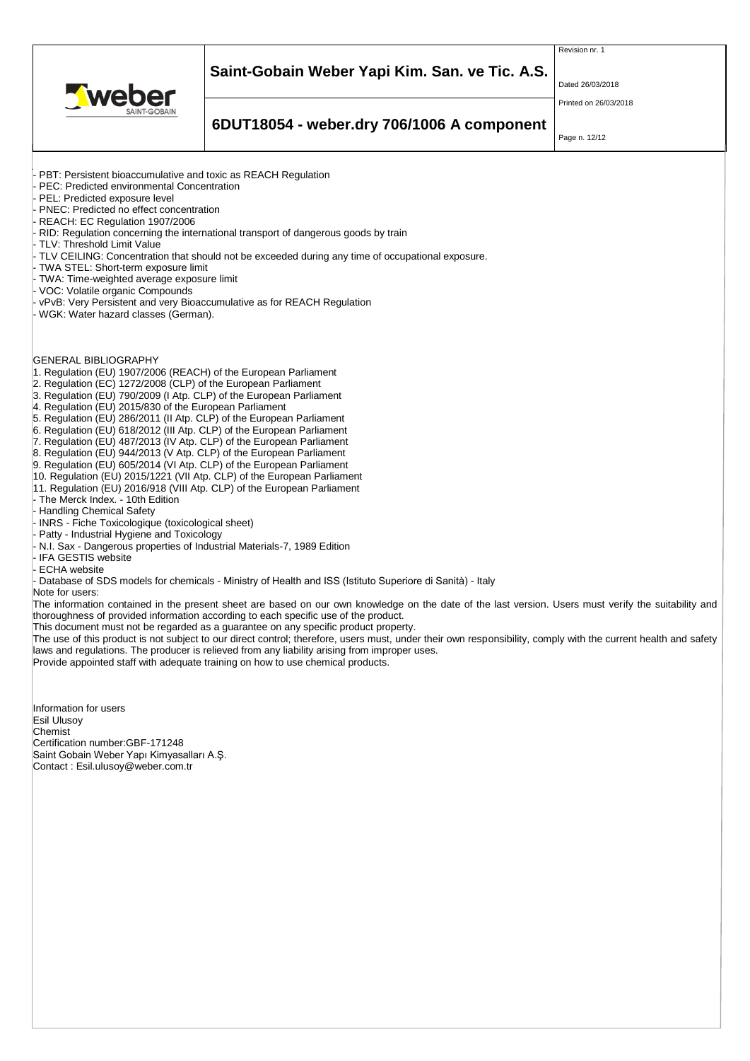- PBT: Persistent bioaccumulative and toxic as REACH Regulation
- PEC: Predicted environmental Concentration
- PEL: Predicted exposure level
- PNEC: Predicted no effect concentration
- REACH: EC Regulation 1907/2006
- RID: Regulation concerning the international transport of dangerous goods by train
- TLV: Threshold Limit Value
- TLV CEILING: Concentration that should not be exceeded during any time of occupational exposure.
- TWA STEL: Short-term exposure limit
- TWA: Time-weighted average exposure limit
- VOC: Volatile organic Compounds
- vPvB: Very Persistent and very Bioaccumulative as for REACH Regulation
- WGK: Water hazard classes (German).

GENERAL BIBLIOGRAPHY

1. Regulation (EU) 1907/2006 (REACH) of the European Parliament
2. Regulation (EC) 1272/2008 (CLP) of the European Parliament
3. Regulation (EU) 790/2009 (I Atp. CLP) of the European Parliament
4. Regulation (EU) 2015/830 of the European Parliament
5. Regulation (EU) 286/2011 (II Atp. CLP) of the European Parliament
6. Regulation (EU) 618/2012 (III Atp. CLP) of the European Parliament
7. Regulation (EU) 487/2013 (IV Atp. CLP) of the European Parliament
8. Regulation (EU) 944/2013 (V Atp. CLP) of the European Parliament
9. Regulation (EU) 605/2014 (VI Atp. CLP) of the European Parliament
10. Regulation (EU) 2015/1221 (VII Atp. CLP) of the European Parliament
11. Regulation (EU) 2016/918 (VIII Atp. CLP) of the European Parliament

- The Merck Index. - 10th Edition
- Handling Chemical Safety
- INRS - Fiche Toxicologique (toxicological sheet)
- Patty - Industrial Hygiene and Toxicology
- N.I. Sax - Dangerous properties of Industrial Materials-7, 1989 Edition
- IFA GESTIS website
- ECHA website
- Database of SDS models for chemicals - Ministry of Health and ISS (Istituto Superiore di Sanità) - Italy

Note for users:

The information contained in the present sheet are based on our own knowledge on the date of the last version. Users must verify the suitability and thoroughness of provided information according to each specific use of the product.

This document must not be regarded as a guarantee on any specific product property.

The use of this product is not subject to our direct control; therefore, users must, under their own responsibility, comply with the current health and safety laws and regulations. The producer is relieved from any liability arising from improper uses.

Provide appointed staff with adequate training on how to use chemical products.

Information for users
Esil Ulusoy
Chemist
Certification number:GBF-171248
Saint Gobain Weber Yapı Kimyasalları A.Ş.
Contact : Esil.ulusoy@weber.com.tr